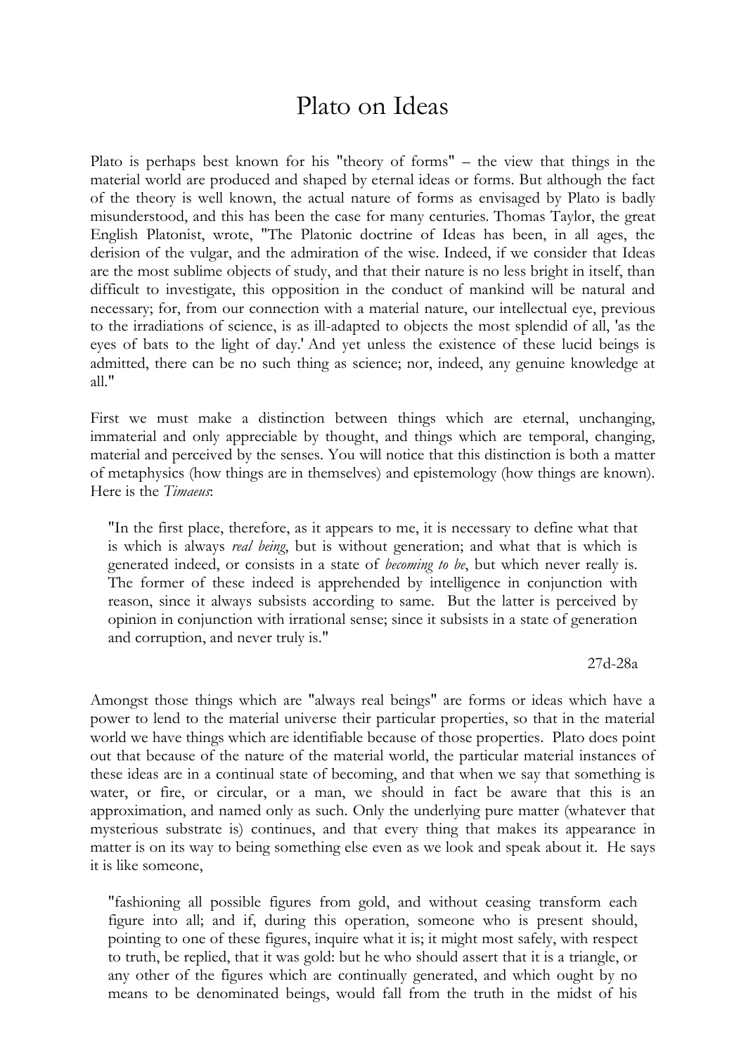# Plato on Ideas

Plato is perhaps best known for his "theory of forms" – the view that things in the material world are produced and shaped by eternal ideas or forms. But although the fact of the theory is well known, the actual nature of forms as envisaged by Plato is badly misunderstood, and this has been the case for many centuries. Thomas Taylor, the great English Platonist, wrote, "The Platonic doctrine of Ideas has been, in all ages, the derision of the vulgar, and the admiration of the wise. Indeed, if we consider that Ideas are the most sublime objects of study, and that their nature is no less bright in itself, than difficult to investigate, this opposition in the conduct of mankind will be natural and necessary; for, from our connection with a material nature, our intellectual eye, previous to the irradiations of science, is as ill-adapted to objects the most splendid of all, 'as the eyes of bats to the light of day.' And yet unless the existence of these lucid beings is admitted, there can be no such thing as science; nor, indeed, any genuine knowledge at all."

First we must make a distinction between things which are eternal, unchanging, immaterial and only appreciable by thought, and things which are temporal, changing, material and perceived by the senses. You will notice that this distinction is both a matter of metaphysics (how things are in themselves) and epistemology (how things are known). Here is the *Timaeus*:

> "In the first place, therefore, as it appears to me, it is necessary to define what that is which is always *real being*, but is without generation; and what that is which is generated indeed, or consists in a state of *becoming to be*, but which never really is. The former of these indeed is apprehended by intelligence in conjunction with reason, since it always subsists according to same. But the latter is perceived by opinion in conjunction with irrational sense; since it subsists in a state of generation and corruption, and never truly is."
>
> 27d-28a

Amongst those things which are "always real beings" are forms or ideas which have a power to lend to the material universe their particular properties, so that in the material world we have things which are identifiable because of those properties. Plato does point out that because of the nature of the material world, the particular material instances of these ideas are in a continual state of becoming, and that when we say that something is water, or fire, or circular, or a man, we should in fact be aware that this is an approximation, and named only as such. Only the underlying pure matter (whatever that mysterious substrate is) continues, and that every thing that makes its appearance in matter is on its way to being something else even as we look and speak about it. He says it is like someone,

> "fashioning all possible figures from gold, and without ceasing transform each figure into all; and if, during this operation, someone who is present should, pointing to one of these figures, inquire what it is; it might most safely, with respect to truth, be replied, that it was gold: but he who should assert that it is a triangle, or any other of the figures which are continually generated, and which ought by no means to be denominated beings, would fall from the truth in the midst of his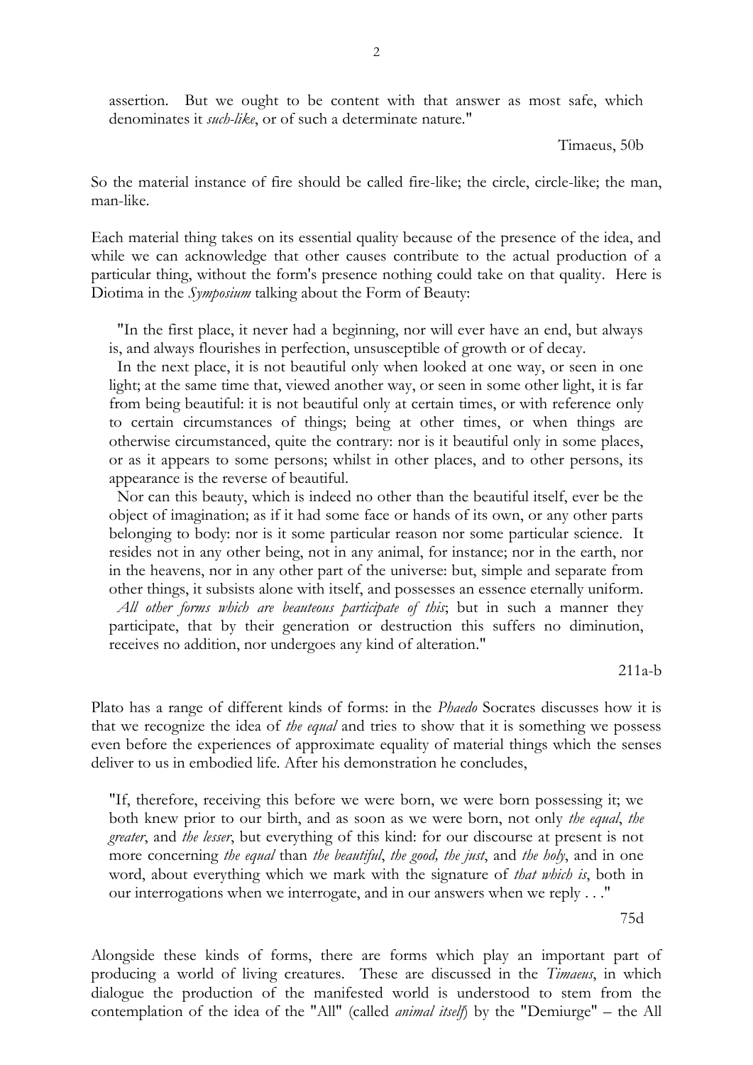assertion. But we ought to be content with that answer as most safe, which denominates it *such-like*, or of such a determinate nature."

Timaeus, 50b

So the material instance of fire should be called fire-like; the circle, circle-like; the man, man-like.

Each material thing takes on its essential quality because of the presence of the idea, and while we can acknowledge that other causes contribute to the actual production of a particular thing, without the form's presence nothing could take on that quality. Here is Diotima in the *Symposium* talking about the Form of Beauty:

> "In the first place, it never had a beginning, nor will ever have an end, but always is, and always flourishes in perfection, unsusceptible of growth or of decay.
>
> In the next place, it is not beautiful only when looked at one way, or seen in one light; at the same time that, viewed another way, or seen in some other light, it is far from being beautiful: it is not beautiful only at certain times, or with reference only to certain circumstances of things; being at other times, or when things are otherwise circumstanced, quite the contrary: nor is it beautiful only in some places, or as it appears to some persons; whilst in other places, and to other persons, its appearance is the reverse of beautiful.
>
> Nor can this beauty, which is indeed no other than the beautiful itself, ever be the object of imagination; as if it had some face or hands of its own, or any other parts belonging to body: nor is it some particular reason nor some particular science. It resides not in any other being, not in any animal, for instance; nor in the earth, nor in the heavens, nor in any other part of the universe: but, simple and separate from other things, it subsists alone with itself, and possesses an essence eternally uniform.
>
> *All other forms which are beauteous participate of this*; but in such a manner they participate, that by their generation or destruction this suffers no diminution, receives no addition, nor undergoes any kind of alteration."

211a-b

Plato has a range of different kinds of forms: in the *Phaedo* Socrates discusses how it is that we recognize the idea of *the equal* and tries to show that it is something we possess even before the experiences of approximate equality of material things which the senses deliver to us in embodied life. After his demonstration he concludes,

> "If, therefore, receiving this before we were born, we were born possessing it; we both knew prior to our birth, and as soon as we were born, not only *the equal*, *the greater*, and *the lesser*, but everything of this kind: for our discourse at present is not more concerning *the equal* than *the beautiful*, *the good, the just*, and *the holy*, and in one word, about everything which we mark with the signature of *that which is*, both in our interrogations when we interrogate, and in our answers when we reply . . ."

75d

Alongside these kinds of forms, there are forms which play an important part of producing a world of living creatures. These are discussed in the *Timaeus*, in which dialogue the production of the manifested world is understood to stem from the contemplation of the idea of the "All" (called *animal itself*) by the "Demiurge" – the All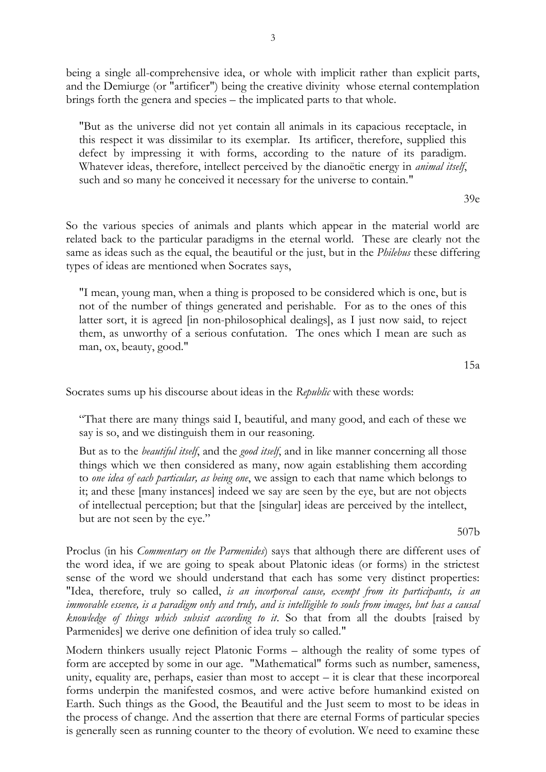being a single all-comprehensive idea, or whole with implicit rather than explicit parts, and the Demiurge (or "artificer") being the creative divinity whose eternal contemplation brings forth the genera and species – the implicated parts to that whole.

> "But as the universe did not yet contain all animals in its capacious receptacle, in this respect it was dissimilar to its exemplar. Its artificer, therefore, supplied this defect by impressing it with forms, according to the nature of its paradigm. Whatever ideas, therefore, intellect perceived by the dianoëtic energy in *animal itself*, such and so many he conceived it necessary for the universe to contain."
>
> 39e

So the various species of animals and plants which appear in the material world are related back to the particular paradigms in the eternal world. These are clearly not the same as ideas such as the equal, the beautiful or the just, but in the *Philebus* these differing types of ideas are mentioned when Socrates says,

> "I mean, young man, when a thing is proposed to be considered which is one, but is not of the number of things generated and perishable. For as to the ones of this latter sort, it is agreed [in non-philosophical dealings], as I just now said, to reject them, as unworthy of a serious confutation. The ones which I mean are such as man, ox, beauty, good."
>
> 15a

Socrates sums up his discourse about ideas in the *Republic* with these words:

> "That there are many things said I, beautiful, and many good, and each of these we say is so, and we distinguish them in our reasoning.
>
> But as to the *beautiful itself*, and the *good itself*, and in like manner concerning all those things which we then considered as many, now again establishing them according to *one idea of each particular, as being one*, we assign to each that name which belongs to it; and these [many instances] indeed we say are seen by the eye, but are not objects of intellectual perception; but that the [singular] ideas are perceived by the intellect, but are not seen by the eye."
>
> 507b

Proclus (in his *Commentary on the Parmenides*) says that although there are different uses of the word idea, if we are going to speak about Platonic ideas (or forms) in the strictest sense of the word we should understand that each has some very distinct properties: "Idea, therefore, truly so called, *is an incorporeal cause, exempt from its participants, is an immovable essence, is a paradigm only and truly, and is intelligible to souls from images, but has a causal knowledge of things which subsist according to it*. So that from all the doubts [raised by Parmenides] we derive one definition of idea truly so called."

Modern thinkers usually reject Platonic Forms – although the reality of some types of form are accepted by some in our age. "Mathematical" forms such as number, sameness, unity, equality are, perhaps, easier than most to accept – it is clear that these incorporeal forms underpin the manifested cosmos, and were active before humankind existed on Earth. Such things as the Good, the Beautiful and the Just seem to most to be ideas in the process of change. And the assertion that there are eternal Forms of particular species is generally seen as running counter to the theory of evolution. We need to examine these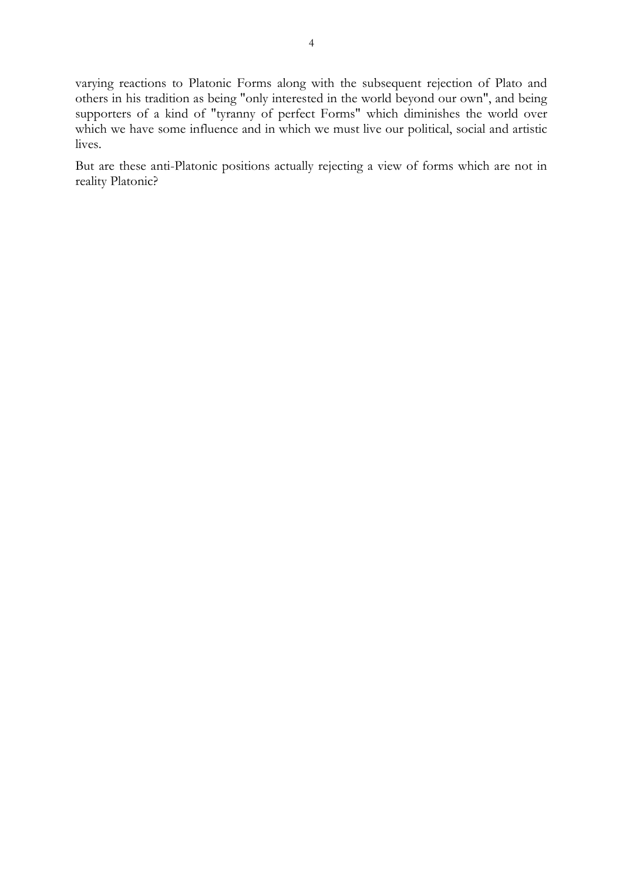varying reactions to Platonic Forms along with the subsequent rejection of Plato and others in his tradition as being "only interested in the world beyond our own", and being supporters of a kind of "tyranny of perfect Forms" which diminishes the world over which we have some influence and in which we must live our political, social and artistic lives.

But are these anti-Platonic positions actually rejecting a view of forms which are not in reality Platonic?